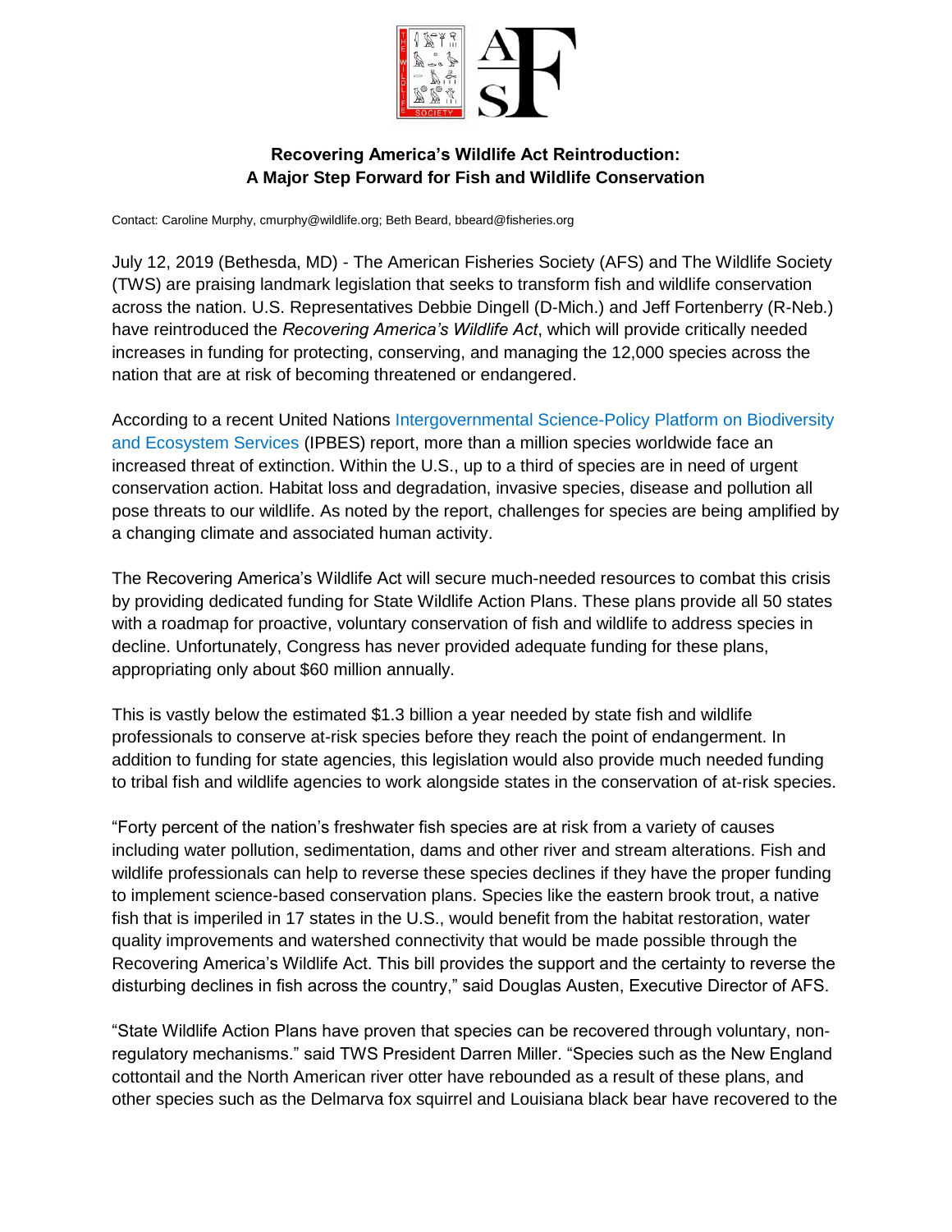**Recovering America's Wildlife Act Reintroduction:**
**A Major Step Forward for Fish and Wildlife Conservation**

Contact: Caroline Murphy, cmurphy@wildlife.org; Beth Beard, bbeard@fisheries.org

July 12, 2019 (Bethesda, MD) - The American Fisheries Society (AFS) and The Wildlife Society (TWS) are praising landmark legislation that seeks to transform fish and wildlife conservation across the nation. U.S. Representatives Debbie Dingell (D-Mich.) and Jeff Fortenberry (R-Neb.) have reintroduced the *Recovering America's Wildlife Act*, which will provide critically needed increases in funding for protecting, conserving, and managing the 12,000 species across the nation that are at risk of becoming threatened or endangered.

According to a recent United Nations Intergovernmental Science-Policy Platform on Biodiversity and Ecosystem Services (IPBES) report, more than a million species worldwide face an increased threat of extinction. Within the U.S., up to a third of species are in need of urgent conservation action. Habitat loss and degradation, invasive species, disease and pollution all pose threats to our wildlife. As noted by the report, challenges for species are being amplified by a changing climate and associated human activity.

The Recovering America's Wildlife Act will secure much-needed resources to combat this crisis by providing dedicated funding for State Wildlife Action Plans. These plans provide all 50 states with a roadmap for proactive, voluntary conservation of fish and wildlife to address species in decline. Unfortunately, Congress has never provided adequate funding for these plans, appropriating only about $60 million annually.

This is vastly below the estimated $1.3 billion a year needed by state fish and wildlife professionals to conserve at-risk species before they reach the point of endangerment. In addition to funding for state agencies, this legislation would also provide much needed funding to tribal fish and wildlife agencies to work alongside states in the conservation of at-risk species.

"Forty percent of the nation's freshwater fish species are at risk from a variety of causes including water pollution, sedimentation, dams and other river and stream alterations. Fish and wildlife professionals can help to reverse these species declines if they have the proper funding to implement science-based conservation plans. Species like the eastern brook trout, a native fish that is imperiled in 17 states in the U.S., would benefit from the habitat restoration, water quality improvements and watershed connectivity that would be made possible through the Recovering America's Wildlife Act. This bill provides the support and the certainty to reverse the disturbing declines in fish across the country," said Douglas Austen, Executive Director of AFS.

"State Wildlife Action Plans have proven that species can be recovered through voluntary, non-regulatory mechanisms." said TWS President Darren Miller. "Species such as the New England cottontail and the North American river otter have rebounded as a result of these plans, and other species such as the Delmarva fox squirrel and Louisiana black bear have recovered to the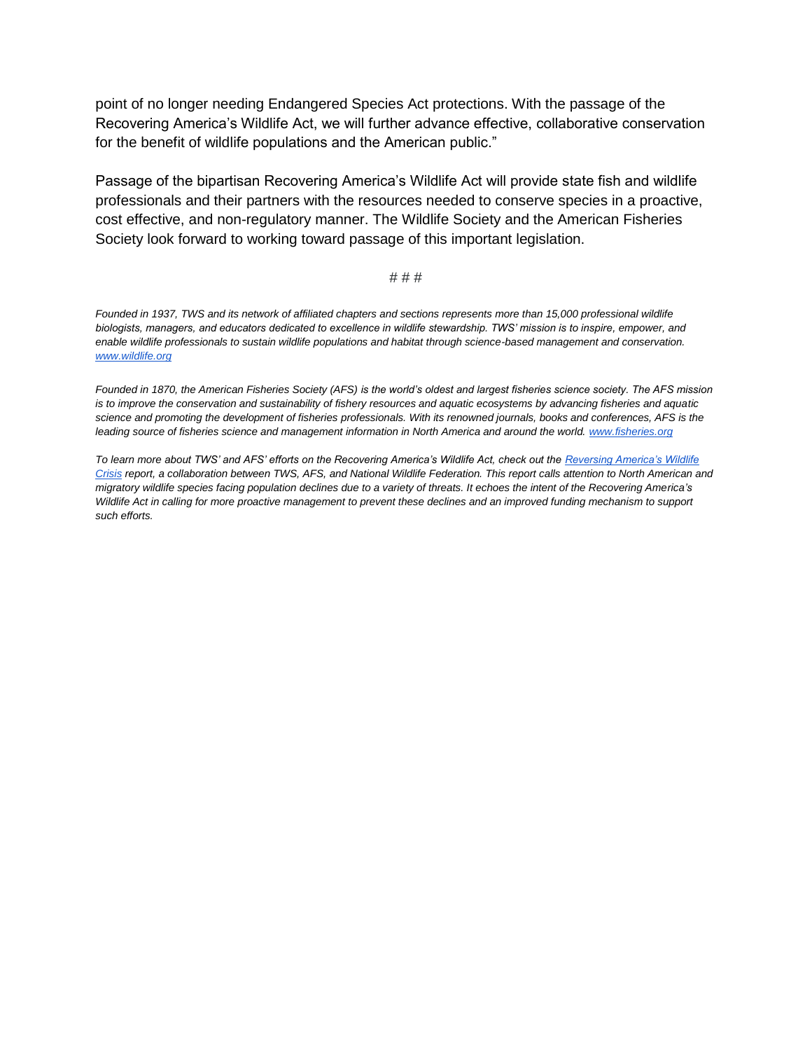point of no longer needing Endangered Species Act protections. With the passage of the Recovering America's Wildlife Act, we will further advance effective, collaborative conservation for the benefit of wildlife populations and the American public."

Passage of the bipartisan Recovering America's Wildlife Act will provide state fish and wildlife professionals and their partners with the resources needed to conserve species in a proactive, cost effective, and non-regulatory manner. The Wildlife Society and the American Fisheries Society look forward to working toward passage of this important legislation.

# # #

*Founded in 1937, TWS and its network of affiliated chapters and sections represents more than 15,000 professional wildlife biologists, managers, and educators dedicated to excellence in wildlife stewardship. TWS' mission is to inspire, empower, and enable wildlife professionals to sustain wildlife populations and habitat through science-based management and conservation. [www.wildlife.org](www.wildlife.org)*

*Founded in 1870, the American Fisheries Society (AFS) is the world's oldest and largest fisheries science society. The AFS mission is to improve the conservation and sustainability of fishery resources and aquatic ecosystems by advancing fisheries and aquatic science and promoting the development of fisheries professionals. With its renowned journals, books and conferences, AFS is the leading source of fisheries science and management information in North America and around the world. [www.fisheries.org](www.fisheries.org)*

*To learn more about TWS' and AFS' efforts on the Recovering America's Wildlife Act, check out the Reversing America's Wildlife Crisis report, a collaboration between TWS, AFS, and National Wildlife Federation. This report calls attention to North American and migratory wildlife species facing population declines due to a variety of threats. It echoes the intent of the Recovering America's Wildlife Act in calling for more proactive management to prevent these declines and an improved funding mechanism to support such efforts.*